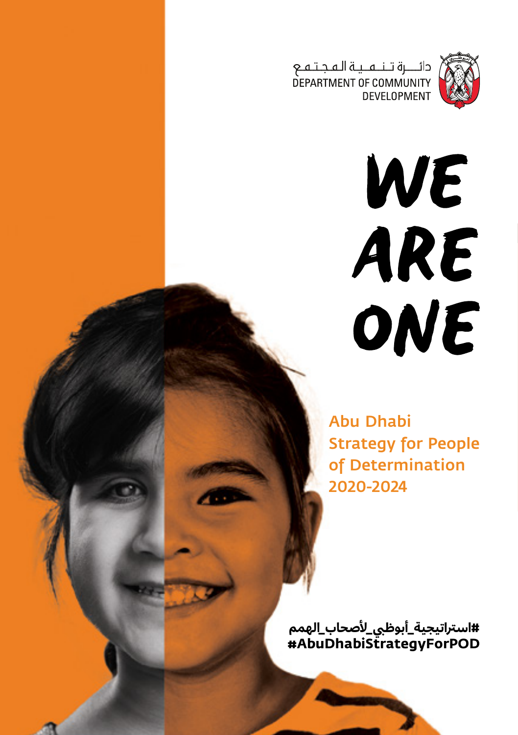دائـــرة تـنـمـيـة الـمـجـتـمـع
DEPARTMENT OF COMMUNITY
DEVELOPMENT

# WE ARE ONE

## Abu Dhabi Strategy for People of Determination 2020-2024

**#استراتيجية_أبوظبي_لأصحاب_الهمم**
**#AbuDhabiStrategyForPOD**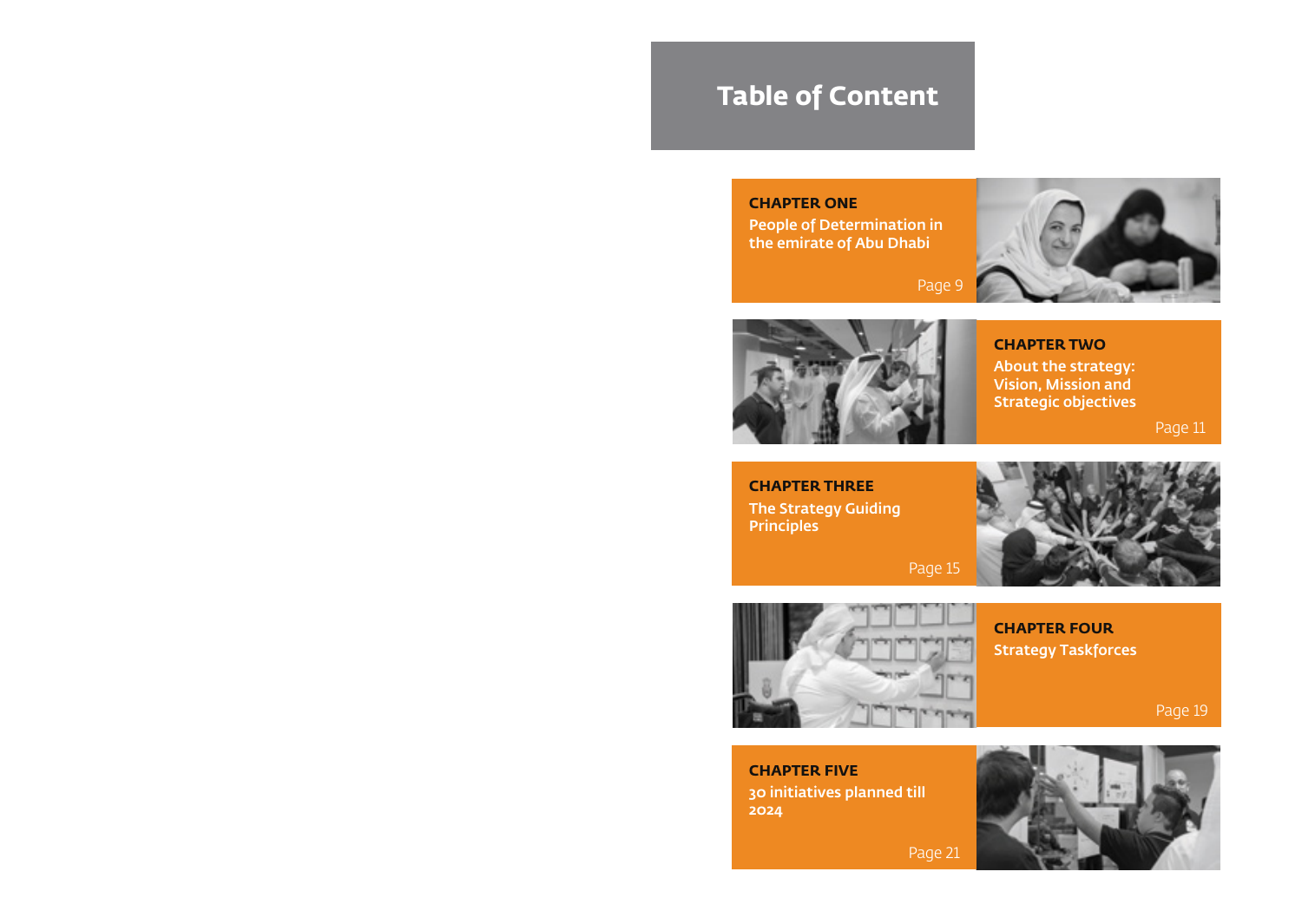# Table of Content

**CHAPTER ONE**
People of Determination in the emirate of Abu Dhabi
Page 9

**CHAPTER TWO**
About the strategy: Vision, Mission and Strategic objectives
Page 11

**CHAPTER THREE**
The Strategy Guiding Principles
Page 15

**CHAPTER FOUR**
Strategy Taskforces
Page 19

**CHAPTER FIVE**
30 initiatives planned till 2024
Page 21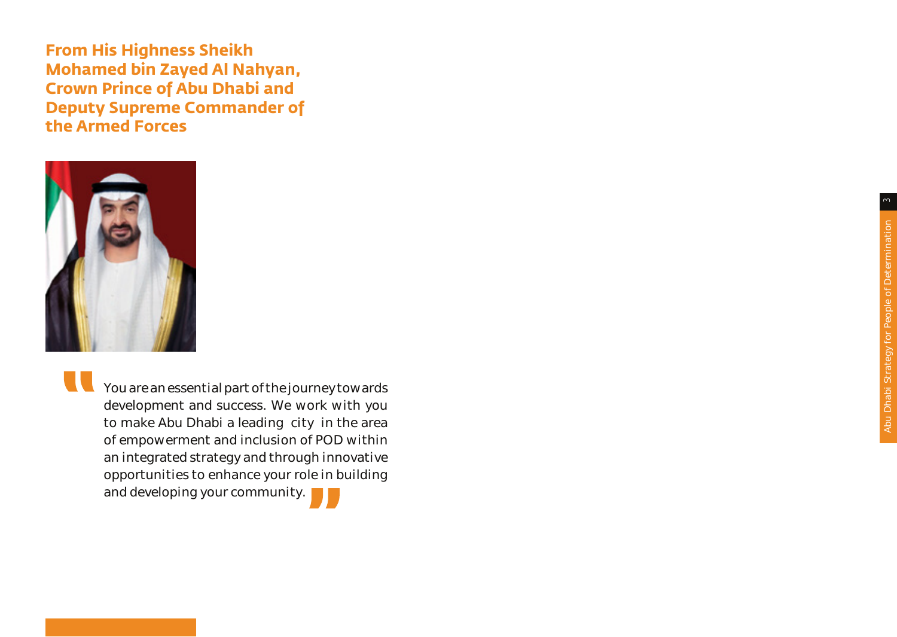## From His Highness Sheikh Mohamed bin Zayed Al Nahyan, Crown Prince of Abu Dhabi and Deputy Supreme Commander of the Armed Forces

"You are an essential part of the journey towards development and success. We work with you to make Abu Dhabi a leading city in the area of empowerment and inclusion of POD within an integrated strategy and through innovative opportunities to enhance your role in building and developing your community."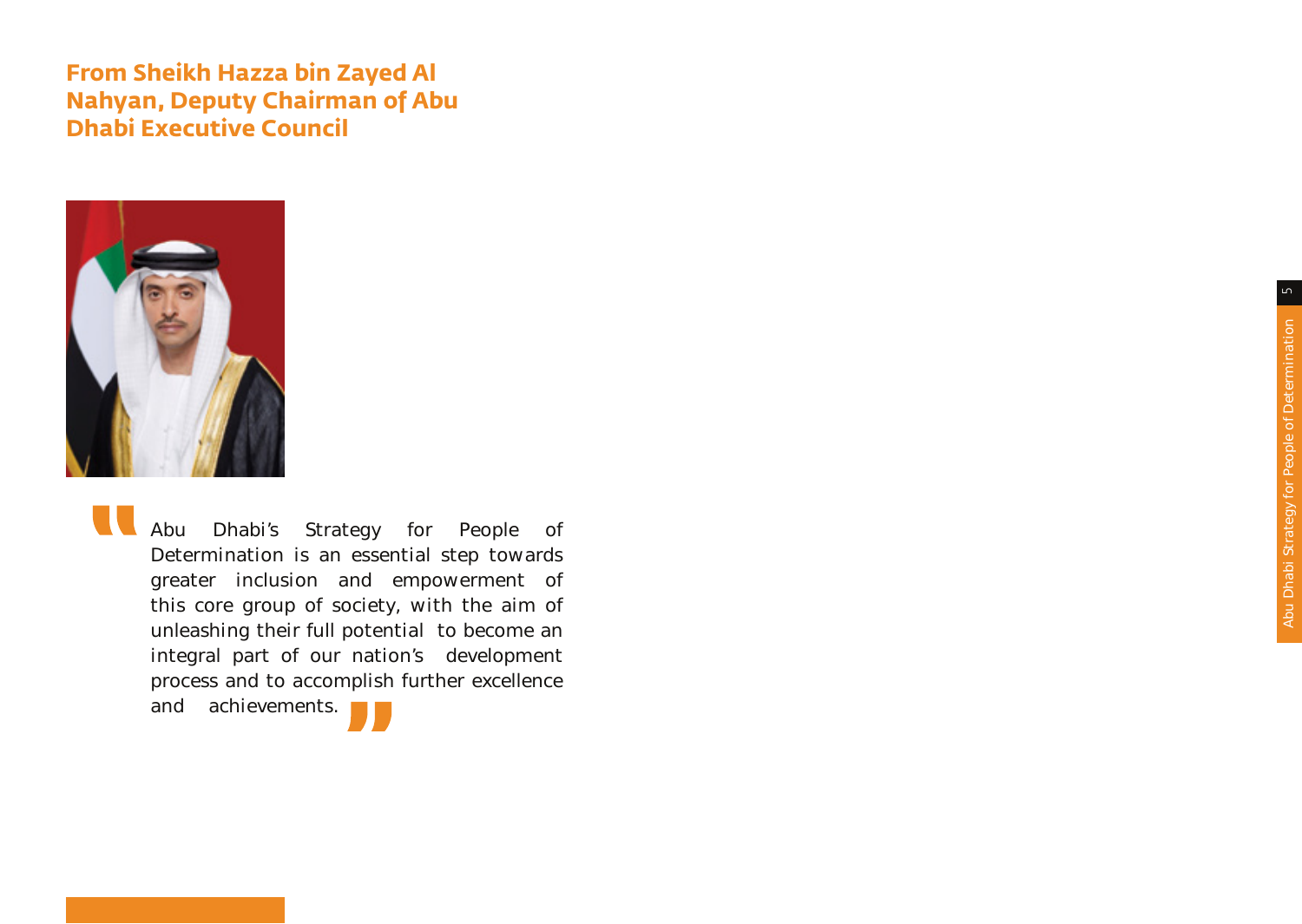## From Sheikh Hazza bin Zayed Al Nahyan, Deputy Chairman of Abu Dhabi Executive Council

"Abu Dhabi's Strategy for People of Determination is an essential step towards greater inclusion and empowerment of this core group of society, with the aim of unleashing their full potential to become an integral part of our nation's development process and to accomplish further excellence and achievements."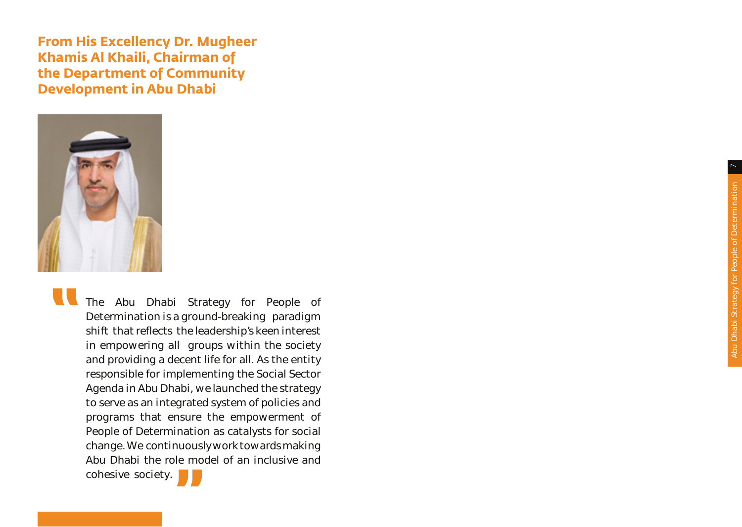## From His Excellency Dr. Mugheer Khamis Al Khaili, Chairman of the Department of Community Development in Abu Dhabi

"The Abu Dhabi Strategy for People of Determination is a ground-breaking paradigm shift that reflects the leadership's keen interest in empowering all groups within the society and providing a decent life for all. As the entity responsible for implementing the Social Sector Agenda in Abu Dhabi, we launched the strategy to serve as an integrated system of policies and programs that ensure the empowerment of People of Determination as catalysts for social change. We continuously work towards making Abu Dhabi the role model of an inclusive and cohesive society."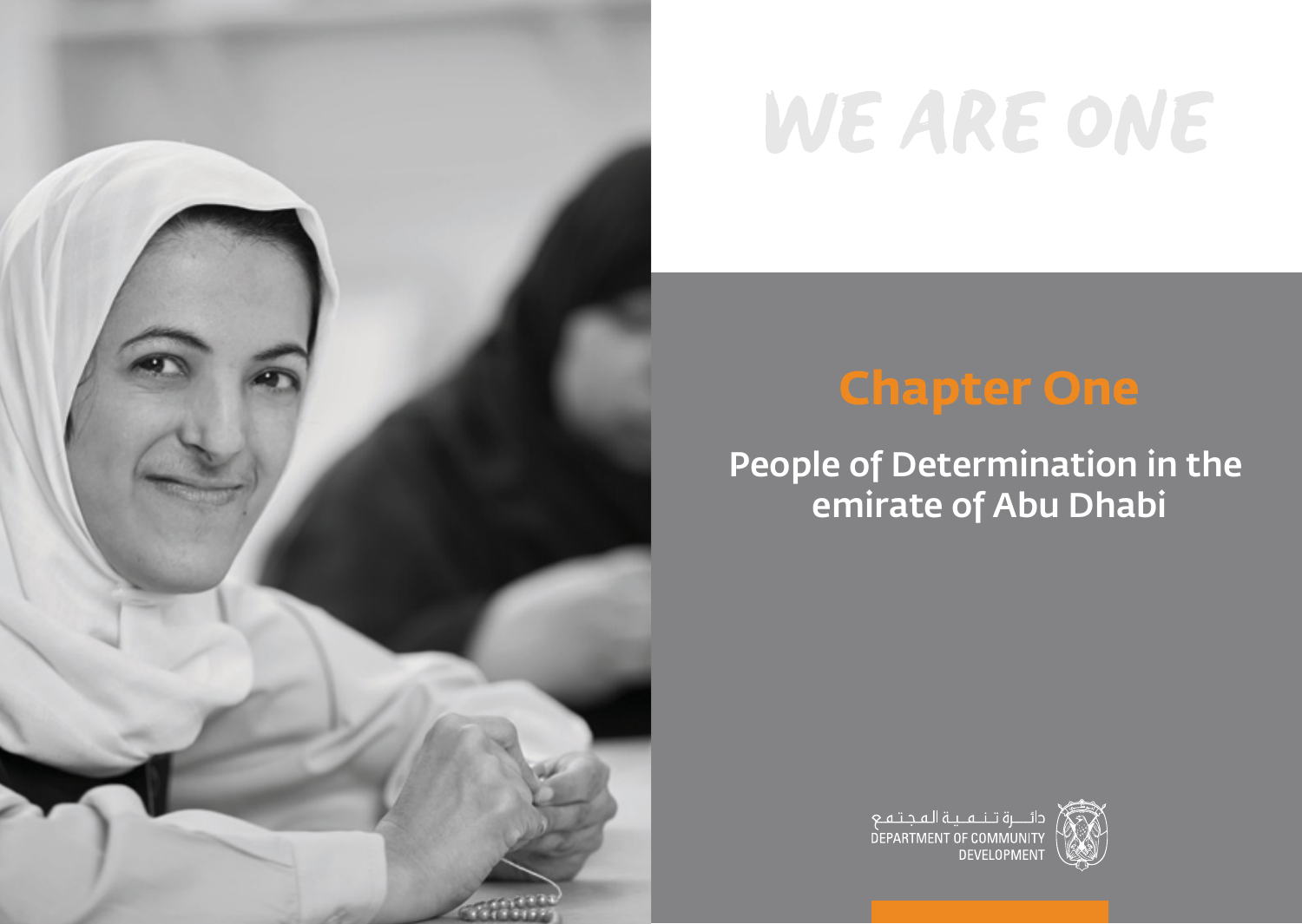# WE ARE ONE

## Chapter One

### People of Determination in the emirate of Abu Dhabi

دائـــرة تـنـمـيـة الـمـجـتـمـع
DEPARTMENT OF COMMUNITY DEVELOPMENT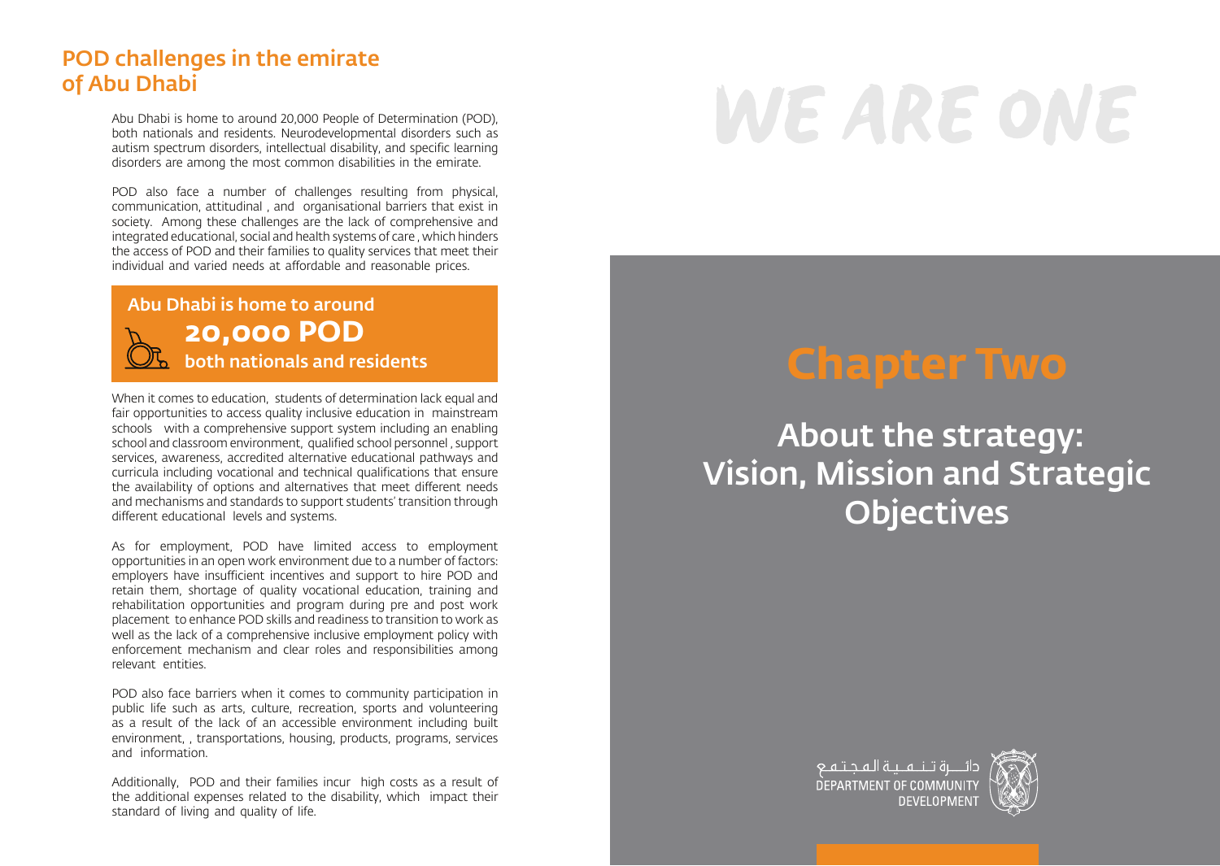## POD challenges in the emirate of Abu Dhabi

Abu Dhabi is home to around 20,000 People of Determination (POD), both nationals and residents. Neurodevelopmental disorders such as autism spectrum disorders, intellectual disability, and specific learning disorders are among the most common disabilities in the emirate.

POD also face a number of challenges resulting from physical, communication, attitudinal , and organisational barriers that exist in society. Among these challenges are the lack of comprehensive and integrated educational, social and health systems of care , which hinders the access of POD and their families to quality services that meet their individual and varied needs at affordable and reasonable prices.

**Abu Dhabi is home to around**
**20,000 POD**
**both nationals and residents**

When it comes to education, students of determination lack equal and fair opportunities to access quality inclusive education in mainstream schools with a comprehensive support system including an enabling school and classroom environment, qualified school personnel , support services, awareness, accredited alternative educational pathways and curricula including vocational and technical qualifications that ensure the availability of options and alternatives that meet different needs and mechanisms and standards to support students' transition through different educational levels and systems.

As for employment, POD have limited access to employment opportunities in an open work environment due to a number of factors: employers have insufficient incentives and support to hire POD and retain them, shortage of quality vocational education, training and rehabilitation opportunities and program during pre and post work placement to enhance POD skills and readiness to transition to work as well as the lack of a comprehensive inclusive employment policy with enforcement mechanism and clear roles and responsibilities among relevant entities.

POD also face barriers when it comes to community participation in public life such as arts, culture, recreation, sports and volunteering as a result of the lack of an accessible environment including built environment, , transportations, housing, products, programs, services and information.

Additionally, POD and their families incur high costs as a result of the additional expenses related to the disability, which impact their standard of living and quality of life.

WE ARE ONE

# Chapter Two

## About the strategy: Vision, Mission and Strategic Objectives

دائـــرة تـنـمـيـة المـجـتـمـع
DEPARTMENT OF COMMUNITY DEVELOPMENT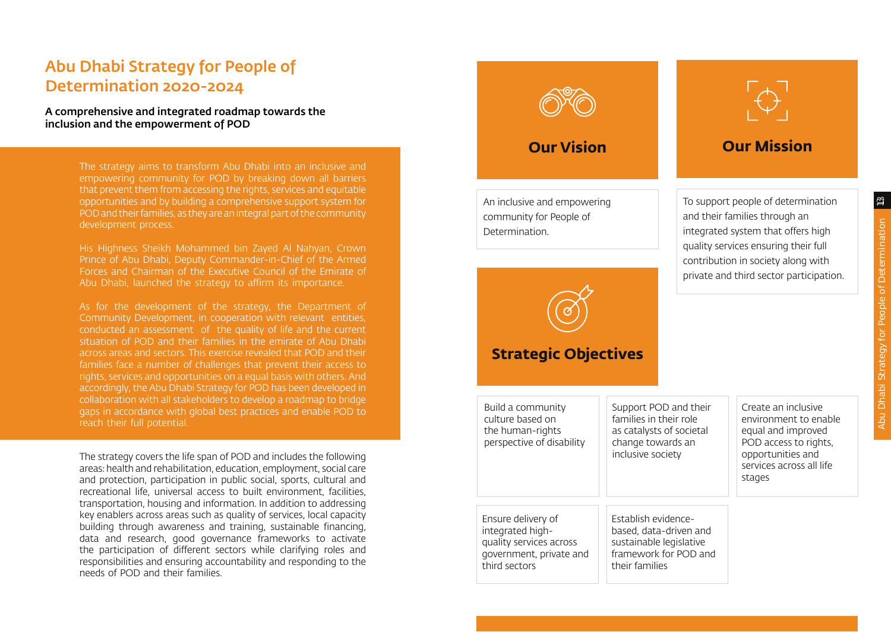# Abu Dhabi Strategy for People of Determination 2020-2024

**A comprehensive and integrated roadmap towards the inclusion and the empowerment of POD**

The strategy aims to transform Abu Dhabi into an inclusive and empowering community for POD by breaking down all barriers that prevent them from accessing the rights, services and equitable opportunities and by building a comprehensive support system for POD and their families, as they are an integral part of the community development process.

His Highness Sheikh Mohammed bin Zayed Al Nahyan, Crown Prince of Abu Dhabi, Deputy Commander-in-Chief of the Armed Forces and Chairman of the Executive Council of the Emirate of Abu Dhabi, launched the strategy to affirm its importance.

As for the development of the strategy, the Department of Community Development, in cooperation with relevant entities, conducted an assessment of the quality of life and the current situation of POD and their families in the emirate of Abu Dhabi across areas and sectors. This exercise revealed that POD and their families face a number of challenges that prevent their access to rights, services and opportunities on a equal basis with others. And accordingly, the Abu Dhabi Strategy for POD has been developed in collaboration with all stakeholders to develop a roadmap to bridge gaps in accordance with global best practices and enable POD to reach their full potential.

The strategy covers the life span of POD and includes the following areas: health and rehabilitation, education, employment, social care and protection, participation in public social, sports, cultural and recreational life, universal access to built environment, facilities, transportation, housing and information. In addition to addressing key enablers across areas such as quality of services, local capacity building through awareness and training, sustainable financing, data and research, good governance frameworks to activate the participation of different sectors while clarifying roles and responsibilities and ensuring accountability and responding to the needs of POD and their families.

## Our Vision

An inclusive and empowering community for People of Determination.

## Our Mission

To support people of determination and their families through an integrated system that offers high quality services ensuring their full contribution in society along with private and third sector participation.

## Strategic Objectives

- Build a community culture based on the human-rights perspective of disability
- Support POD and their families in their role as catalysts of societal change towards an inclusive society
- Create an inclusive environment to enable equal and improved POD access to rights, opportunities and services across all life stages
- Ensure delivery of integrated high-quality services across government, private and third sectors
- Establish evidence-based, data-driven and sustainable legislative framework for POD and their families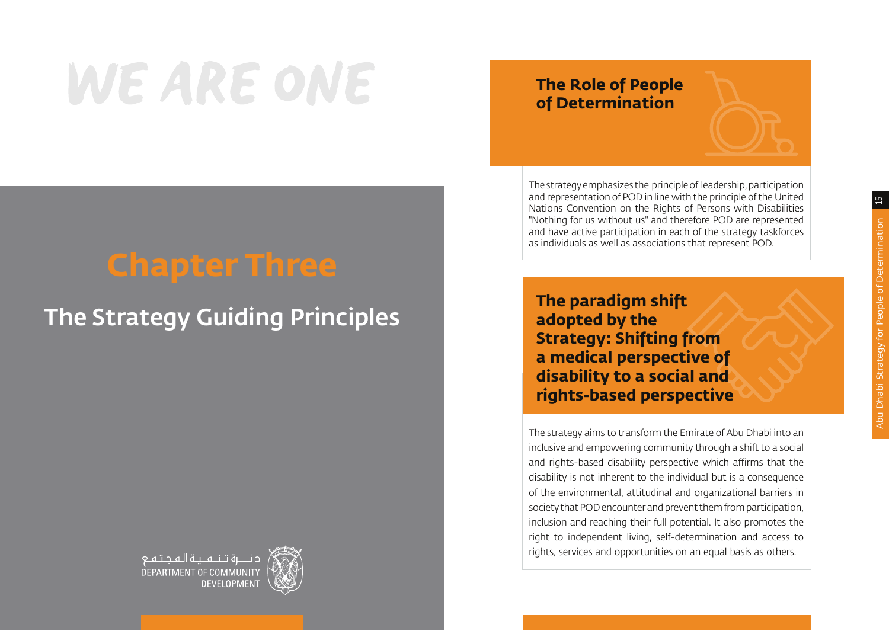WE ARE ONE

# Chapter Three

## The Strategy Guiding Principles

دائــرة تـنـمـيـة الـمـجـتـمـع
DEPARTMENT OF COMMUNITY DEVELOPMENT

### The Role of People of Determination

The strategy emphasizes the principle of leadership, participation and representation of POD in line with the principle of the United Nations Convention on the Rights of Persons with Disabilities "Nothing for us without us" and therefore POD are represented and have active participation in each of the strategy taskforces as individuals as well as associations that represent POD.

### The paradigm shift adopted by the Strategy: Shifting from a medical perspective of disability to a social and rights-based perspective

The strategy aims to transform the Emirate of Abu Dhabi into an inclusive and empowering community through a shift to a social and rights-based disability perspective which affirms that the disability is not inherent to the individual but is a consequence of the environmental, attitudinal and organizational barriers in society that POD encounter and prevent them from participation, inclusion and reaching their full potential. It also promotes the right to independent living, self-determination and access to rights, services and opportunities on an equal basis as others.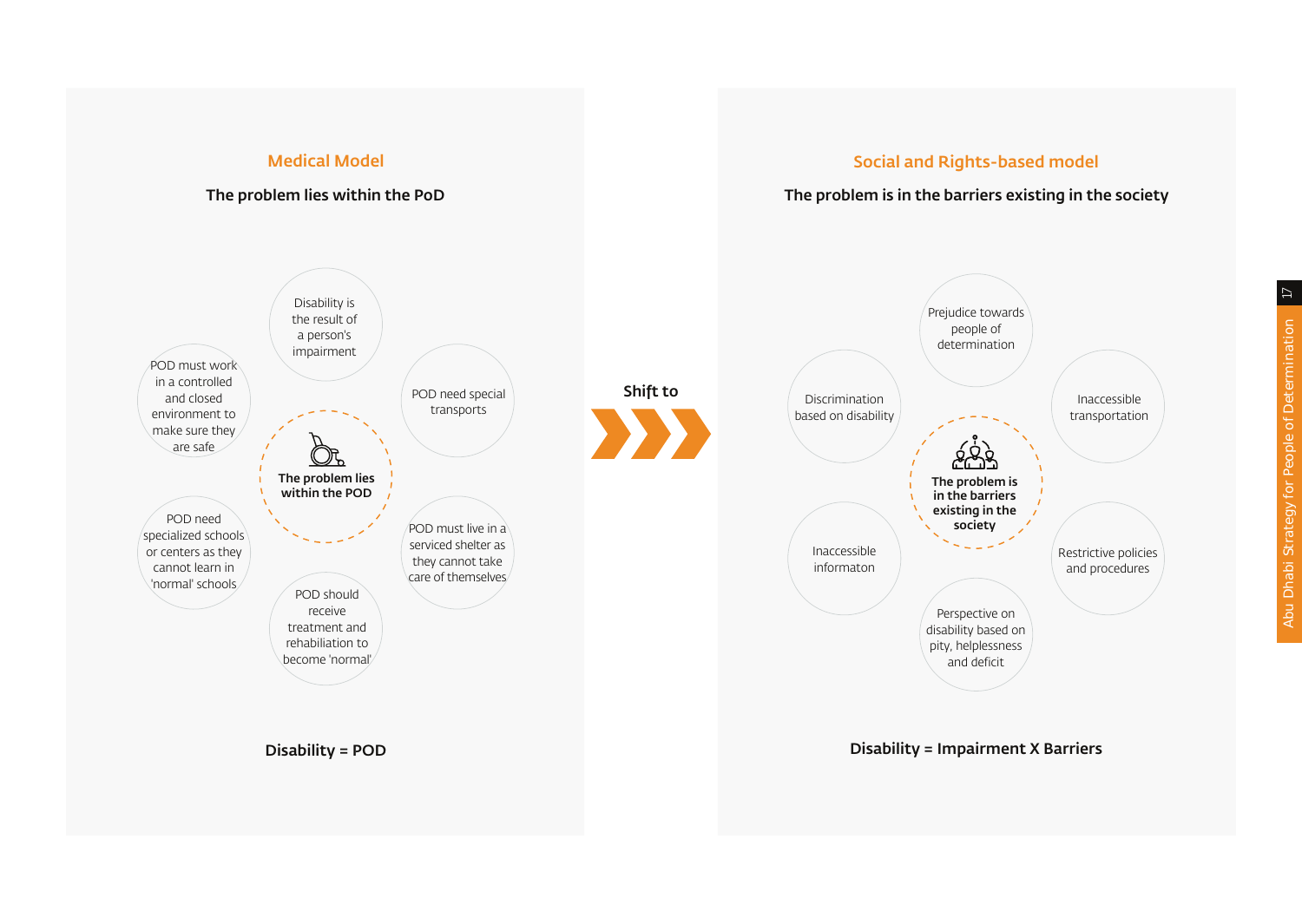## Medical Model

**The problem lies within the PoD**

**The problem lies within the POD**

- Disability is the result of a person's impairment
- POD need special transports
- POD must live in a serviced shelter as they cannot take care of themselves
- POD should receive treatment and rehabiliation to become 'normal'
- POD need specialized schools or centers as they cannot learn in 'normal' schools
- POD must work in a controlled and closed environment to make sure they are safe

**Disability = POD**

**Shift to**

## Social and Rights-based model

**The problem is in the barriers existing in the society**

**The problem is in the barriers existing in the society**

- Prejudice towards people of determination
- Inaccessible transportation
- Restrictive policies and procedures
- Perspective on disability based on pity, helplessness and deficit
- Inaccessible informaton
- Discrimination based on disability

**Disability = Impairment X Barriers**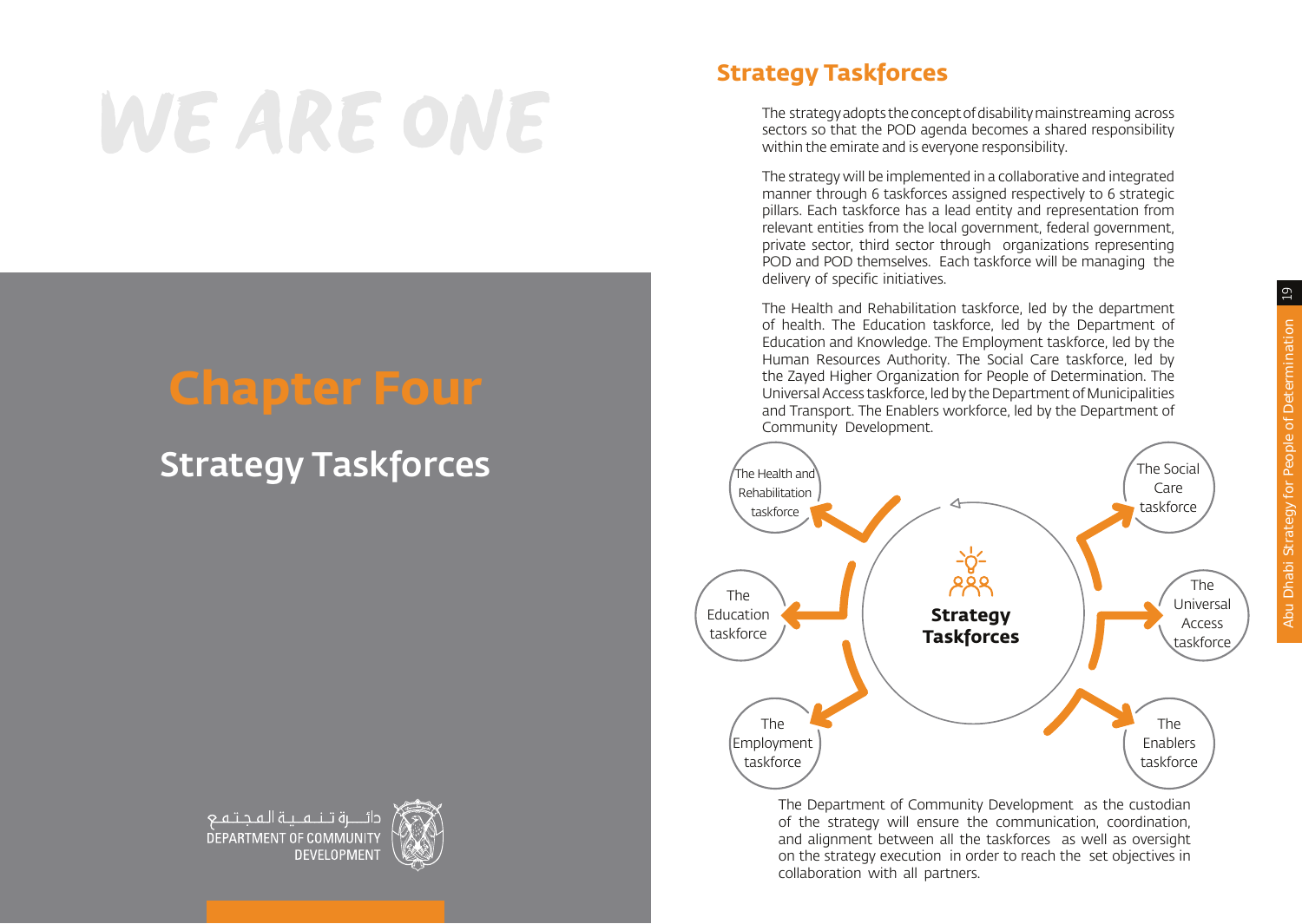# WE ARE ONE

# Chapter Four

## Strategy Taskforces

دائـــرة تـنـمـيـة المجتمع
DEPARTMENT OF COMMUNITY DEVELOPMENT

## Strategy Taskforces

The strategy adopts the concept of disability mainstreaming across sectors so that the POD agenda becomes a shared responsibility within the emirate and is everyone responsibility.

The strategy will be implemented in a collaborative and integrated manner through 6 taskforces assigned respectively to 6 strategic pillars. Each taskforce has a lead entity and representation from relevant entities from the local government, federal government, private sector, third sector through organizations representing POD and POD themselves. Each taskforce will be managing the delivery of specific initiatives.

The Health and Rehabilitation taskforce, led by the department of health. The Education taskforce, led by the Department of Education and Knowledge. The Employment taskforce, led by the Human Resources Authority. The Social Care taskforce, led by the Zayed Higher Organization for People of Determination. The Universal Access taskforce, led by the Department of Municipalities and Transport. The Enablers workforce, led by the Department of Community Development.

**Strategy Taskforces**

- The Health and Rehabilitation taskforce
- The Education taskforce
- The Employment taskforce
- The Social Care taskforce
- The Universal Access taskforce
- The Enablers taskforce

The Department of Community Development as the custodian of the strategy will ensure the communication, coordination, and alignment between all the taskforces as well as oversight on the strategy execution in order to reach the set objectives in collaboration with all partners.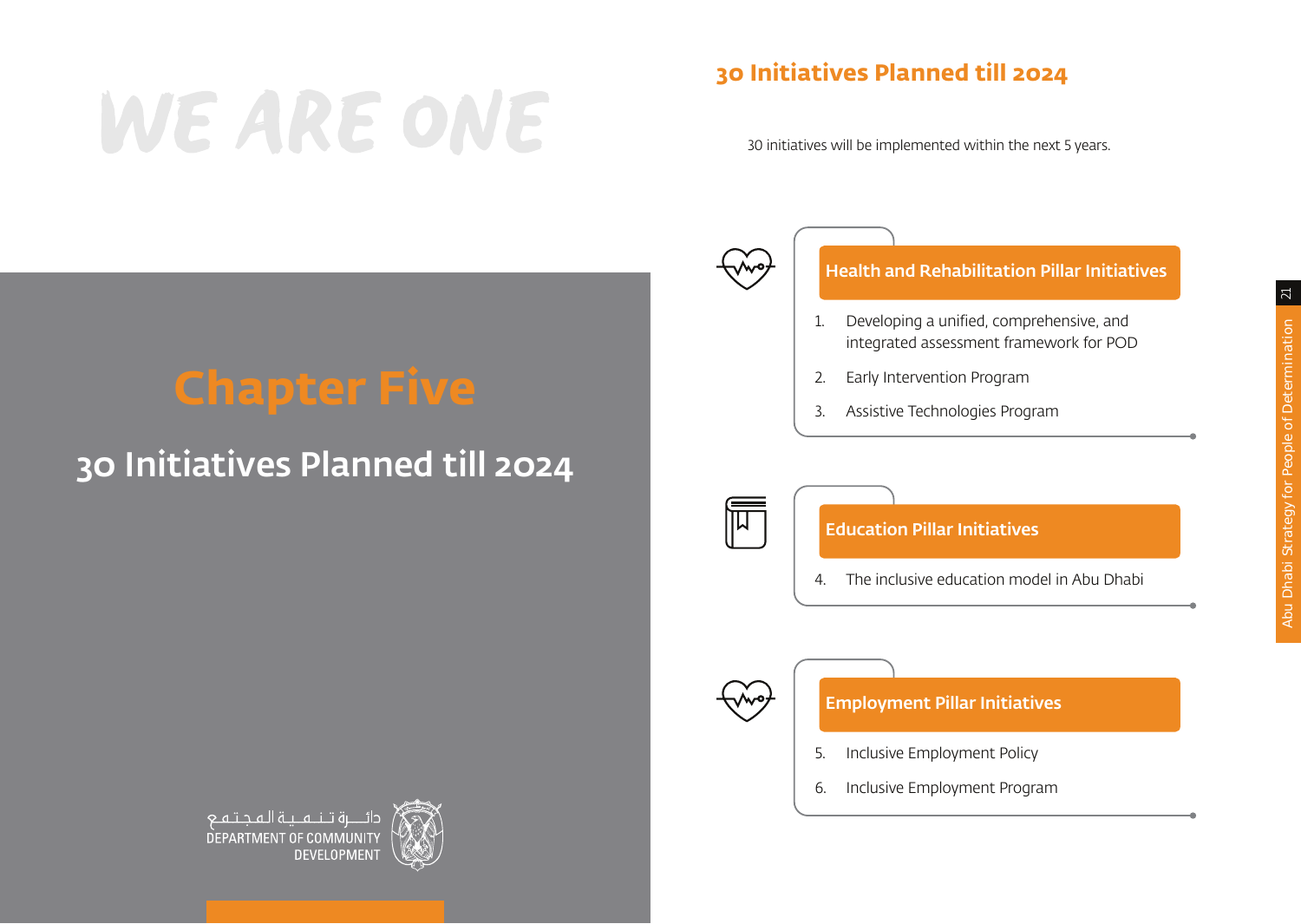WE ARE ONE

# Chapter Five

## 30 Initiatives Planned till 2024

دائـــرة تـنـمـيـة الـمـجـتـمـع
DEPARTMENT OF COMMUNITY DEVELOPMENT

## 30 Initiatives Planned till 2024

30 initiatives will be implemented within the next 5 years.

### Health and Rehabilitation Pillar Initiatives

1. Developing a unified, comprehensive, and integrated assessment framework for POD
2. Early Intervention Program
3. Assistive Technologies Program

### Education Pillar Initiatives

4. The inclusive education model in Abu Dhabi

### Employment Pillar Initiatives

5. Inclusive Employment Policy
6. Inclusive Employment Program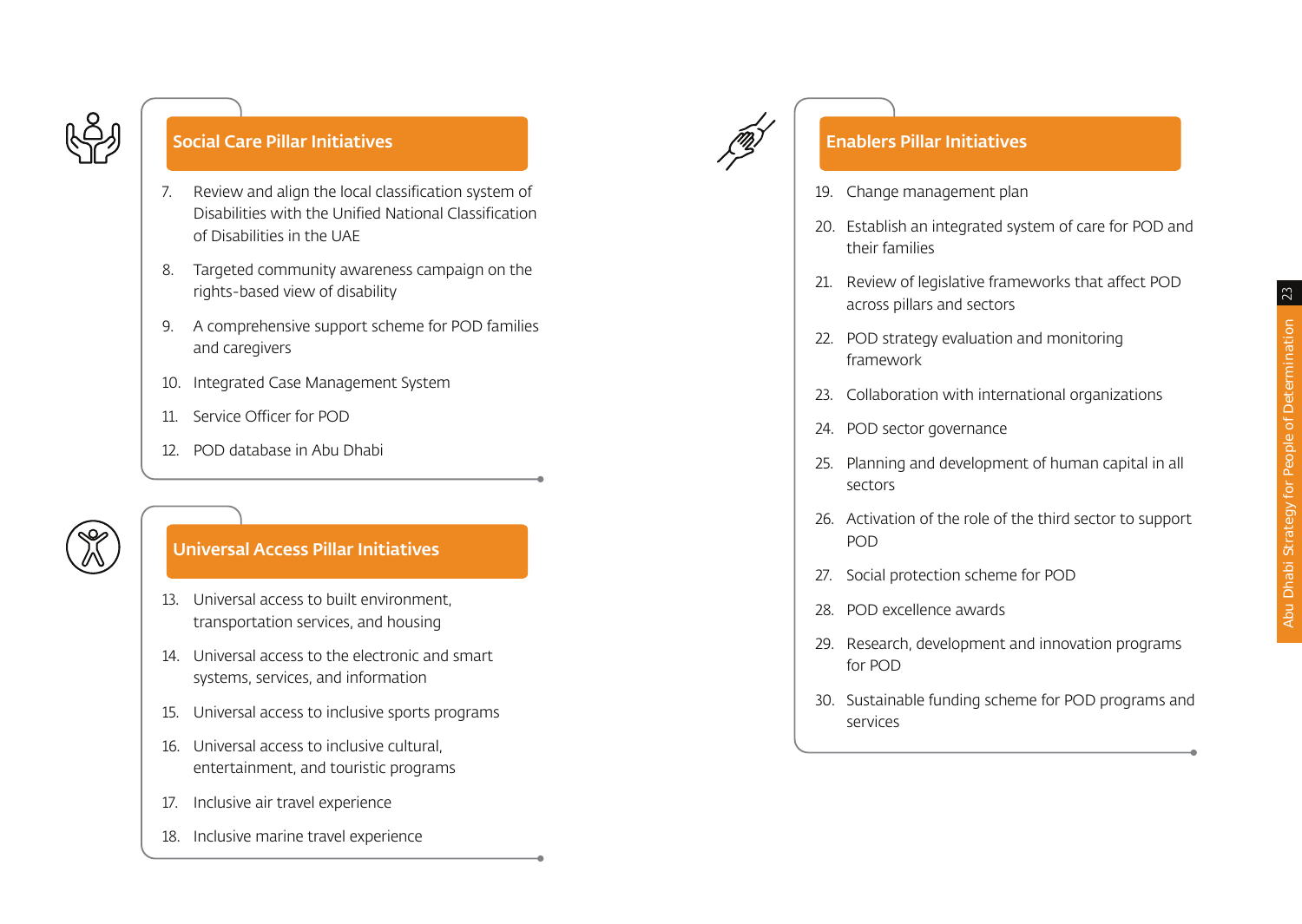## Social Care Pillar Initiatives

7. Review and align the local classification system of Disabilities with the Unified National Classification of Disabilities in the UAE
8. Targeted community awareness campaign on the rights-based view of disability
9. A comprehensive support scheme for POD families and caregivers
10. Integrated Case Management System
11. Service Officer for POD
12. POD database in Abu Dhabi

## Universal Access Pillar Initiatives

13. Universal access to built environment, transportation services, and housing
14. Universal access to the electronic and smart systems, services, and information
15. Universal access to inclusive sports programs
16. Universal access to inclusive cultural, entertainment, and touristic programs
17. Inclusive air travel experience
18. Inclusive marine travel experience

## Enablers Pillar Initiatives

19. Change management plan
20. Establish an integrated system of care for POD and their families
21. Review of legislative frameworks that affect POD across pillars and sectors
22. POD strategy evaluation and monitoring framework
23. Collaboration with international organizations
24. POD sector governance
25. Planning and development of human capital in all sectors
26. Activation of the role of the third sector to support POD
27. Social protection scheme for POD
28. POD excellence awards
29. Research, development and innovation programs for POD
30. Sustainable funding scheme for POD programs and services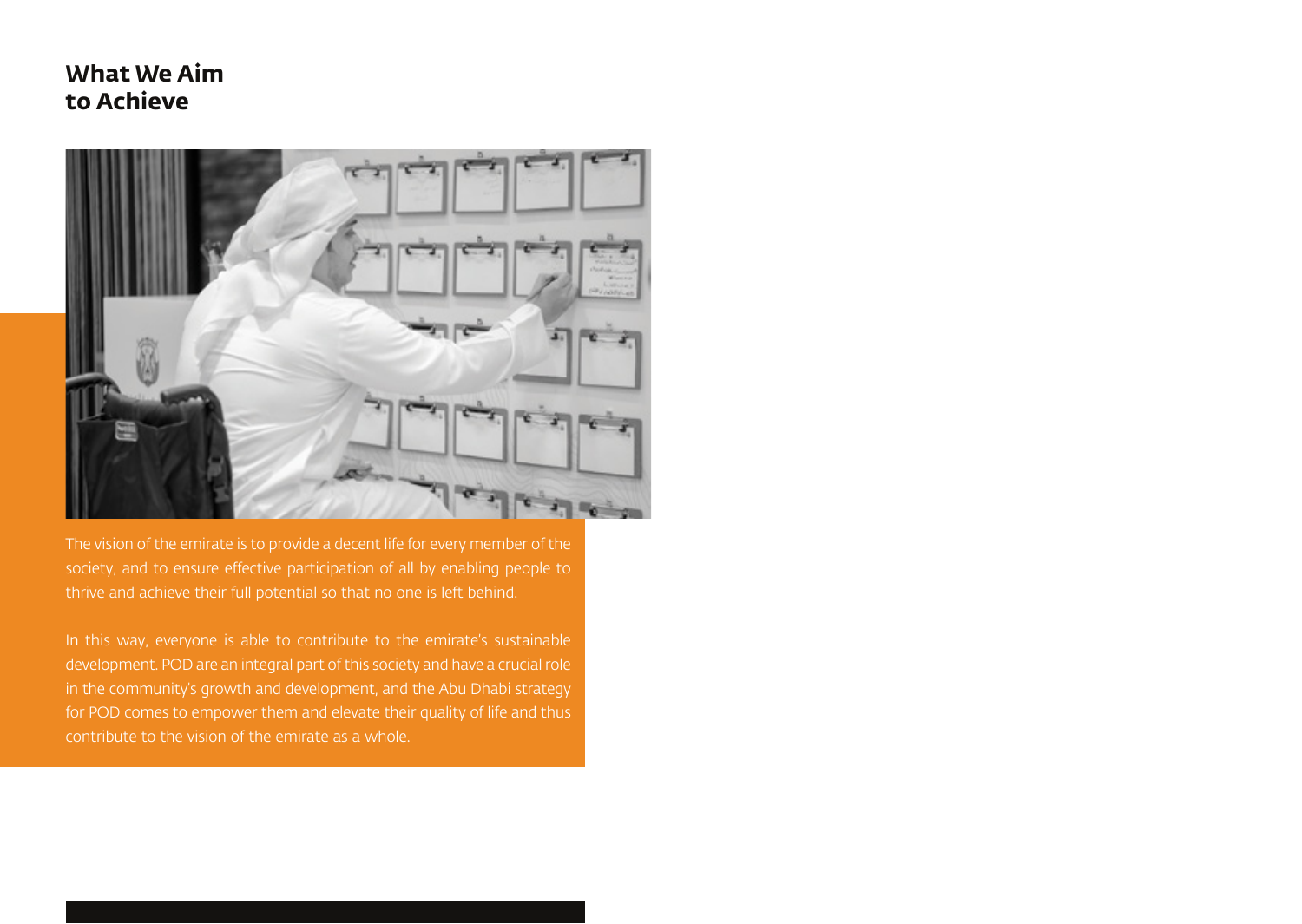# What We Aim to Achieve

The vision of the emirate is to provide a decent life for every member of the society, and to ensure effective participation of all by enabling people to thrive and achieve their full potential so that no one is left behind.

In this way, everyone is able to contribute to the emirate's sustainable development. POD are an integral part of this society and have a crucial role in the community's growth and development, and the Abu Dhabi strategy for POD comes to empower them and elevate their quality of life and thus contribute to the vision of the emirate as a whole.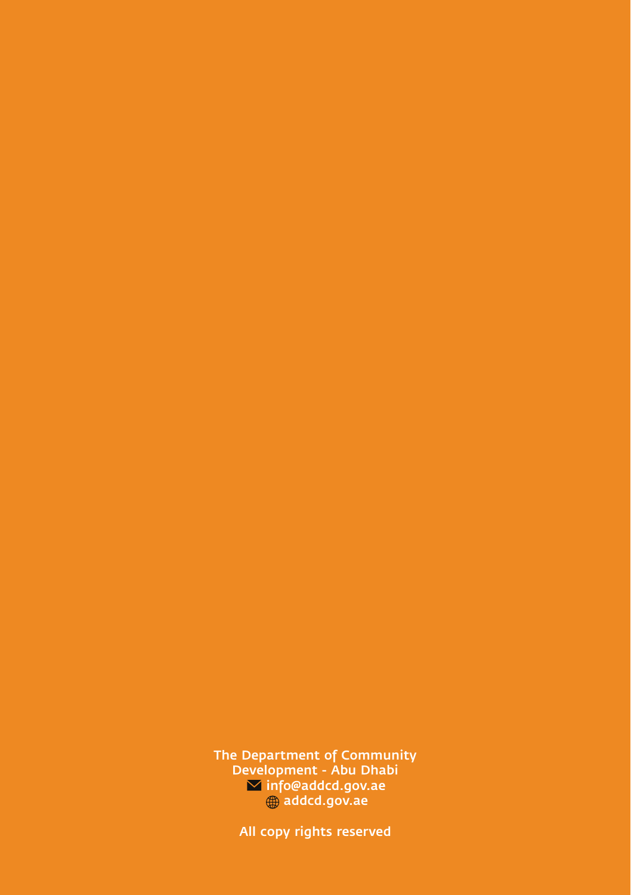The Department of Community Development - Abu Dhabi

info@addcd.gov.ae

addcd.gov.ae

All copy rights reserved